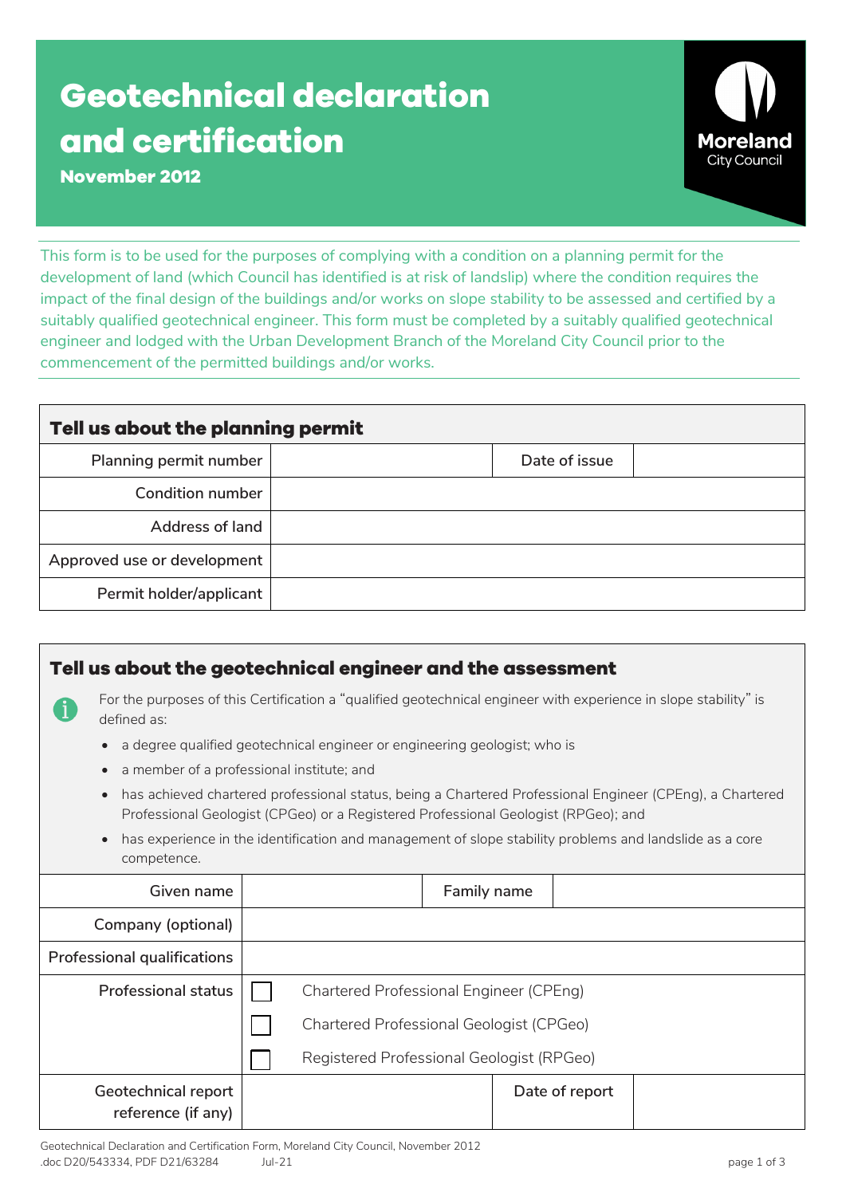# Geotechnical declaration and certification

**November 2012**

This form is to be used for the purposes of complying with a condition on a planning permit for the development of land (which Council has identified is at risk of landslip) where the condition requires the impact of the final design of the buildings and/or works on slope stability to be assessed and certified by a suitably qualified geotechnical engineer. This form must be completed by a suitably qualified geotechnical engineer and lodged with the Urban Development Branch of the Moreland City Council prior to the commencement of the permitted buildings and/or works.

## Tell us about the planning permit

| | | | |
|---|---|---|---|
| Planning permit number | | Date of issue | |
| Condition number | | | |
| Address of land | | | |
| Approved use or development | | | |
| Permit holder/applicant | | | |

## Tell us about the geotechnical engineer and the assessment

For the purposes of this Certification a "qualified geotechnical engineer with experience in slope stability" is defined as:

- a degree qualified geotechnical engineer or engineering geologist; who is
- a member of a professional institute; and
- has achieved chartered professional status, being a Chartered Professional Engineer (CPEng), a Chartered Professional Geologist (CPGeo) or a Registered Professional Geologist (RPGeo); and
- has experience in the identification and management of slope stability problems and landslide as a core competence.

| | | | |
|---|---|---|---|
| Given name | | Family name | |
| Company (optional) | | | |
| Professional qualifications | | | |
| Professional status | ☐ Chartered Professional Engineer (CPEng) | | |
| | ☐ Chartered Professional Geologist (CPGeo) | | |
| | ☐ Registered Professional Geologist (RPGeo) | | |
| Geotechnical report reference (if any) | | Date of report | |

Geotechnical Declaration and Certification Form, Moreland City Council, November 2012
.doc D20/543334, PDF D21/63284 Jul-21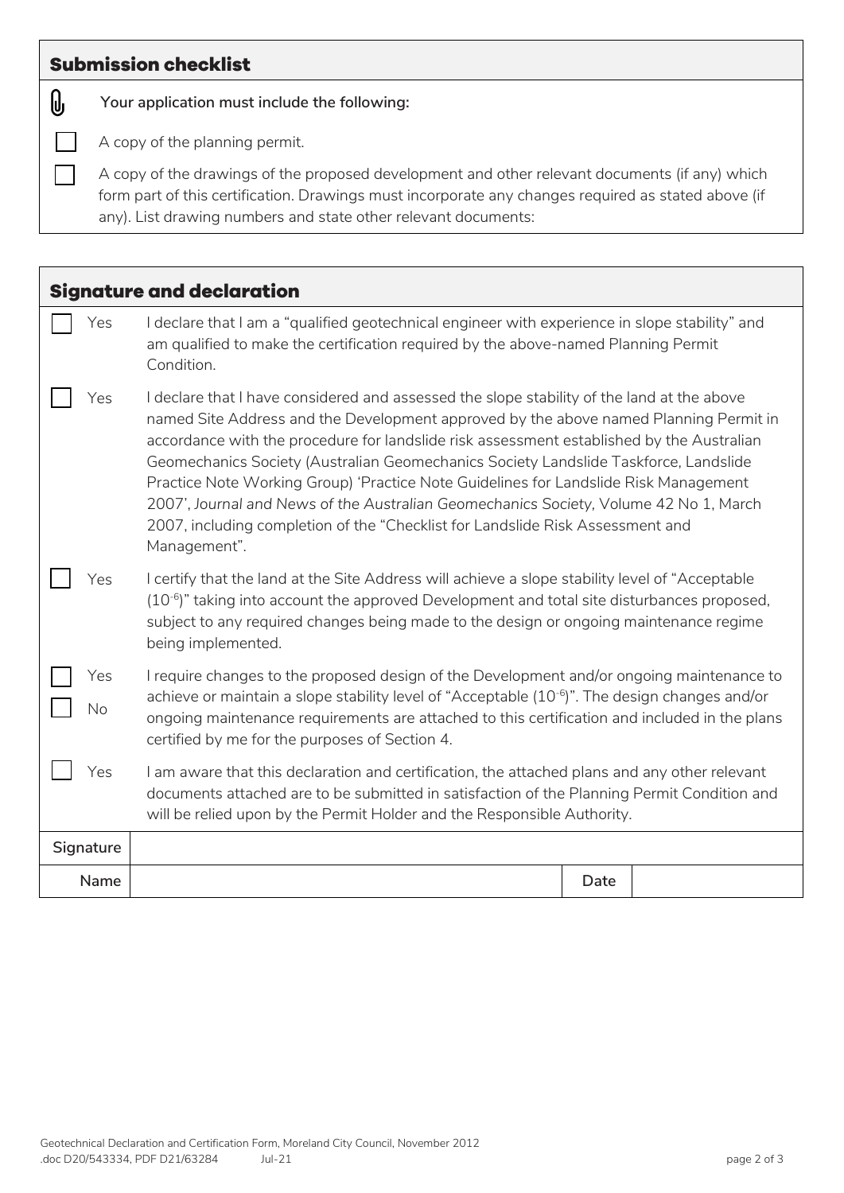## Submission checklist

**Your application must include the following:**

- [ ] A copy of the planning permit.
- [ ] A copy of the drawings of the proposed development and other relevant documents (if any) which form part of this certification. Drawings must incorporate any changes required as stated above (if any). List drawing numbers and state other relevant documents:

## Signature and declaration

- [ ] Yes — I declare that I am a "qualified geotechnical engineer with experience in slope stability" and am qualified to make the certification required by the above-named Planning Permit Condition.
- [ ] Yes — I declare that I have considered and assessed the slope stability of the land at the above named Site Address and the Development approved by the above named Planning Permit in accordance with the procedure for landslide risk assessment established by the Australian Geomechanics Society (Australian Geomechanics Society Landslide Taskforce, Landslide Practice Note Working Group) 'Practice Note Guidelines for Landslide Risk Management 2007', *Journal and News of the Australian Geomechanics Society*, Volume 42 No 1, March 2007, including completion of the "Checklist for Landslide Risk Assessment and Management".
- [ ] Yes — I certify that the land at the Site Address will achieve a slope stability level of "Acceptable ($10^{-6}$)" taking into account the approved Development and total site disturbances proposed, subject to any required changes being made to the design or ongoing maintenance regime being implemented.
- [ ] Yes [ ] No — I require changes to the proposed design of the Development and/or ongoing maintenance to achieve or maintain a slope stability level of "Acceptable ($10^{-6}$)". The design changes and/or ongoing maintenance requirements are attached to this certification and included in the plans certified by me for the purposes of Section 4.
- [ ] Yes — I am aware that this declaration and certification, the attached plans and any other relevant documents attached are to be submitted in satisfaction of the Planning Permit Condition and will be relied upon by the Permit Holder and the Responsible Authority.

| Signature | | | |
|---|---|---|---|
| Name | | Date | |

Geotechnical Declaration and Certification Form, Moreland City Council, November 2012
.doc D20/543334, PDF D21/63284 Jul-21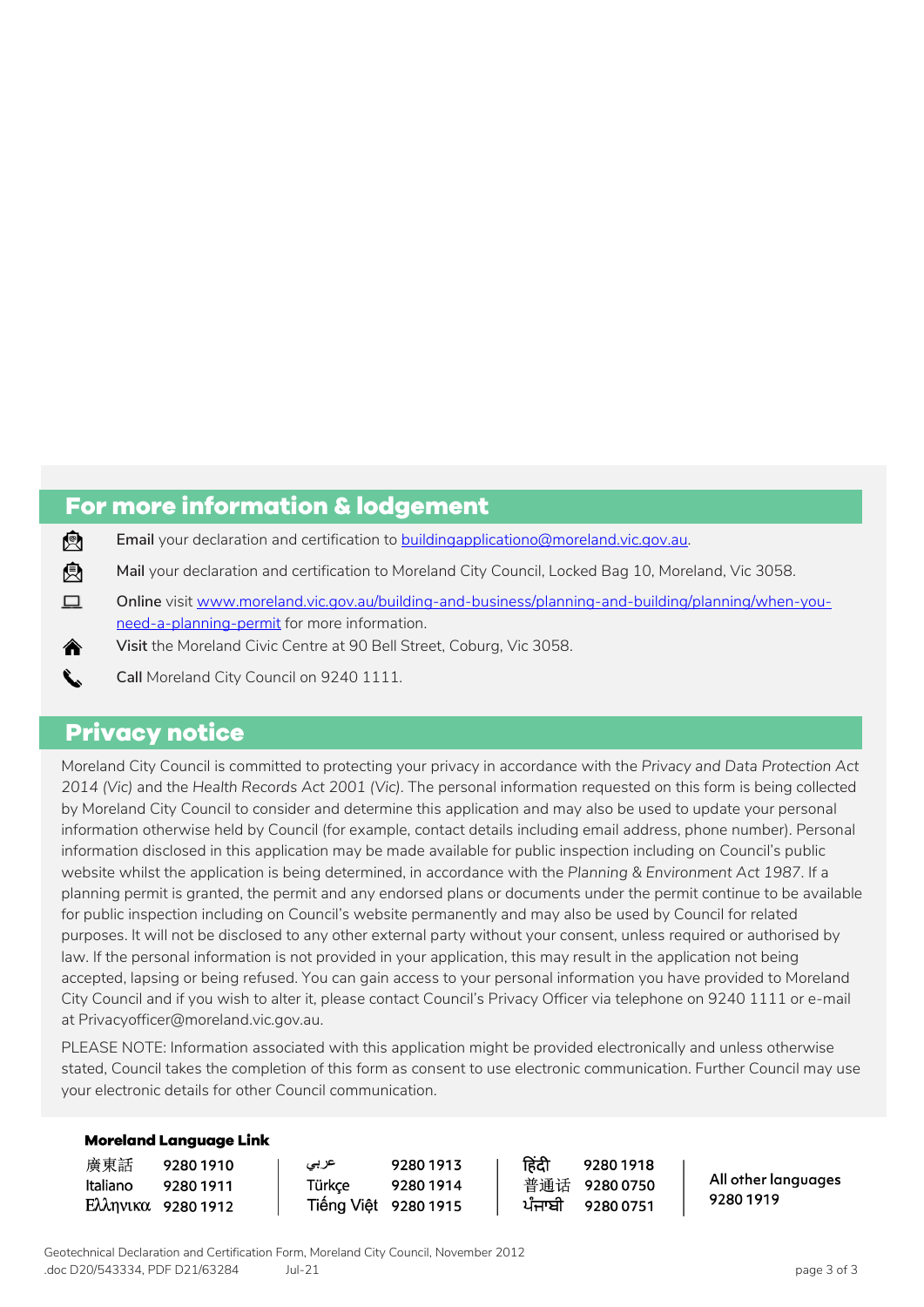## For more information & lodgement

**Email** your declaration and certification to buildingapplicationo@moreland.vic.gov.au.

**Mail** your declaration and certification to Moreland City Council, Locked Bag 10, Moreland, Vic 3058.

**Online** visit www.moreland.vic.gov.au/building-and-business/planning-and-building/planning/when-you-need-a-planning-permit for more information.

**Visit** the Moreland Civic Centre at 90 Bell Street, Coburg, Vic 3058.

**Call** Moreland City Council on 9240 1111.

## Privacy notice

Moreland City Council is committed to protecting your privacy in accordance with the *Privacy and Data Protection Act 2014 (Vic)* and the *Health Records Act 2001 (Vic)*. The personal information requested on this form is being collected by Moreland City Council to consider and determine this application and may also be used to update your personal information otherwise held by Council (for example, contact details including email address, phone number). Personal information disclosed in this application may be made available for public inspection including on Council's public website whilst the application is being determined, in accordance with the *Planning & Environment Act 1987*. If a planning permit is granted, the permit and any endorsed plans or documents under the permit continue to be available for public inspection including on Council's website permanently and may also be used by Council for related purposes. It will not be disclosed to any other external party without your consent, unless required or authorised by law. If the personal information is not provided in your application, this may result in the application not being accepted, lapsing or being refused. You can gain access to your personal information you have provided to Moreland City Council and if you wish to alter it, please contact Council's Privacy Officer via telephone on 9240 1111 or e-mail at Privacyofficer@moreland.vic.gov.au.

PLEASE NOTE: Information associated with this application might be provided electronically and unless otherwise stated, Council takes the completion of this form as consent to use electronic communication. Further Council may use your electronic details for other Council communication.

**Moreland Language Link**

| | | | | | | |
|---|---|---|---|---|---|---|
| 廣東話 | 9280 1910 | عربي | 9280 1913 | हिंदी | 9280 1918 | All other languages 9280 1919 |
| Italiano | 9280 1911 | Türkçe | 9280 1914 | 普通话 | 9280 0750 | |
| Ελληνικα | 9280 1912 | Tiếng Việt | 9280 1915 | ਪੰਜਾਬੀ | 9280 0751 | |

Geotechnical Declaration and Certification Form, Moreland City Council, November 2012
.doc D20/543334, PDF D21/63284 Jul-21